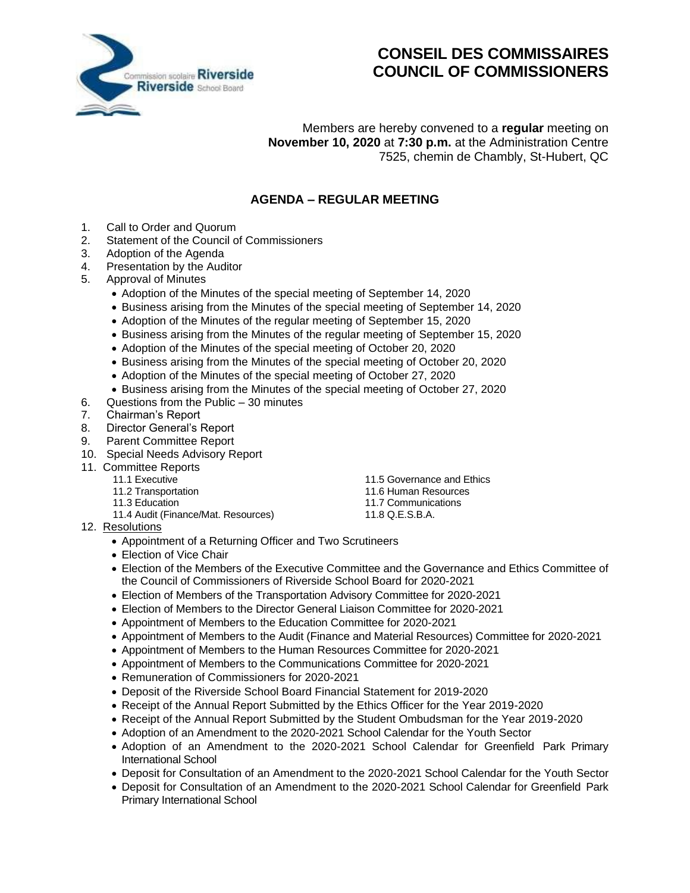Commission scolaire Riverside
Riverside School Board

# CONSEIL DES COMMISSAIRES
# COUNCIL OF COMMISSIONERS

Members are hereby convened to a **regular** meeting on **November 10, 2020** at **7:30 p.m.** at the Administration Centre 7525, chemin de Chambly, St-Hubert, QC

## AGENDA – REGULAR MEETING

1. Call to Order and Quorum
2. Statement of the Council of Commissioners
3. Adoption of the Agenda
4. Presentation by the Auditor
5. Approval of Minutes
   - Adoption of the Minutes of the special meeting of September 14, 2020
   - Business arising from the Minutes of the special meeting of September 14, 2020
   - Adoption of the Minutes of the regular meeting of September 15, 2020
   - Business arising from the Minutes of the regular meeting of September 15, 2020
   - Adoption of the Minutes of the special meeting of October 20, 2020
   - Business arising from the Minutes of the special meeting of October 20, 2020
   - Adoption of the Minutes of the special meeting of October 27, 2020
   - Business arising from the Minutes of the special meeting of October 27, 2020
6. Questions from the Public – 30 minutes
7. Chairman's Report
8. Director General's Report
9. Parent Committee Report
10. Special Needs Advisory Report
11. Committee Reports
    - 11.1 Executive
    - 11.2 Transportation
    - 11.3 Education
    - 11.4 Audit (Finance/Mat. Resources)
    - 11.5 Governance and Ethics
    - 11.6 Human Resources
    - 11.7 Communications
    - 11.8 Q.E.S.B.A.
12. <u>Resolutions</u>
    - Appointment of a Returning Officer and Two Scrutineers
    - Election of Vice Chair
    - Election of the Members of the Executive Committee and the Governance and Ethics Committee of the Council of Commissioners of Riverside School Board for 2020-2021
    - Election of Members of the Transportation Advisory Committee for 2020-2021
    - Election of Members to the Director General Liaison Committee for 2020-2021
    - Appointment of Members to the Education Committee for 2020-2021
    - Appointment of Members to the Audit (Finance and Material Resources) Committee for 2020-2021
    - Appointment of Members to the Human Resources Committee for 2020-2021
    - Appointment of Members to the Communications Committee for 2020-2021
    - Remuneration of Commissioners for 2020-2021
    - Deposit of the Riverside School Board Financial Statement for 2019-2020
    - Receipt of the Annual Report Submitted by the Ethics Officer for the Year 2019-2020
    - Receipt of the Annual Report Submitted by the Student Ombudsman for the Year 2019-2020
    - Adoption of an Amendment to the 2020-2021 School Calendar for the Youth Sector
    - Adoption of an Amendment to the 2020-2021 School Calendar for Greenfield Park Primary International School
    - Deposit for Consultation of an Amendment to the 2020-2021 School Calendar for the Youth Sector
    - Deposit for Consultation of an Amendment to the 2020-2021 School Calendar for Greenfield Park Primary International School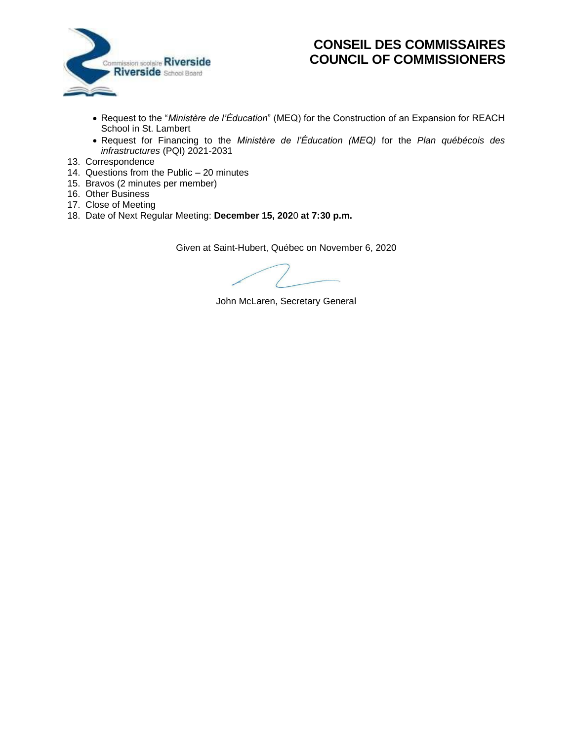# CONSEIL DES COMMISSAIRES
# COUNCIL OF COMMISSIONERS

- Request to the "*Ministère de l'Éducation*" (MEQ) for the Construction of an Expansion for REACH School in St. Lambert
- Request for Financing to the *Ministère de l'Éducation (MEQ)* for the *Plan québécois des infrastructures* (PQI) 2021-2031

13. Correspondence
14. Questions from the Public – 20 minutes
15. Bravos (2 minutes per member)
16. Other Business
17. Close of Meeting
18. Date of Next Regular Meeting: **December 15, 202**0 **at 7:30 p.m.**

Given at Saint-Hubert, Québec on November 6, 2020

John McLaren, Secretary General